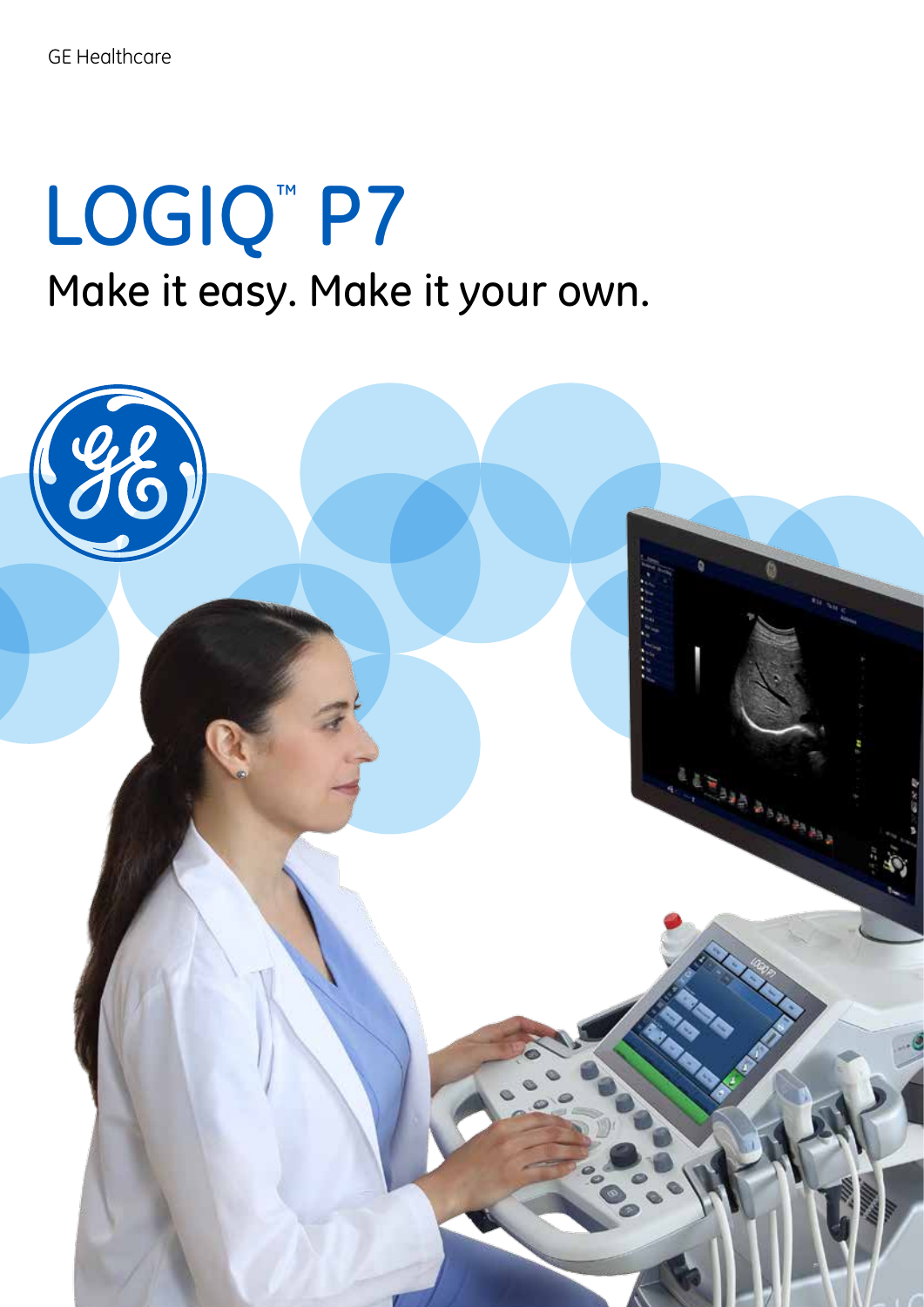GE Healthcare

# LOGIQ™ P7

## Make it easy. Make it your own.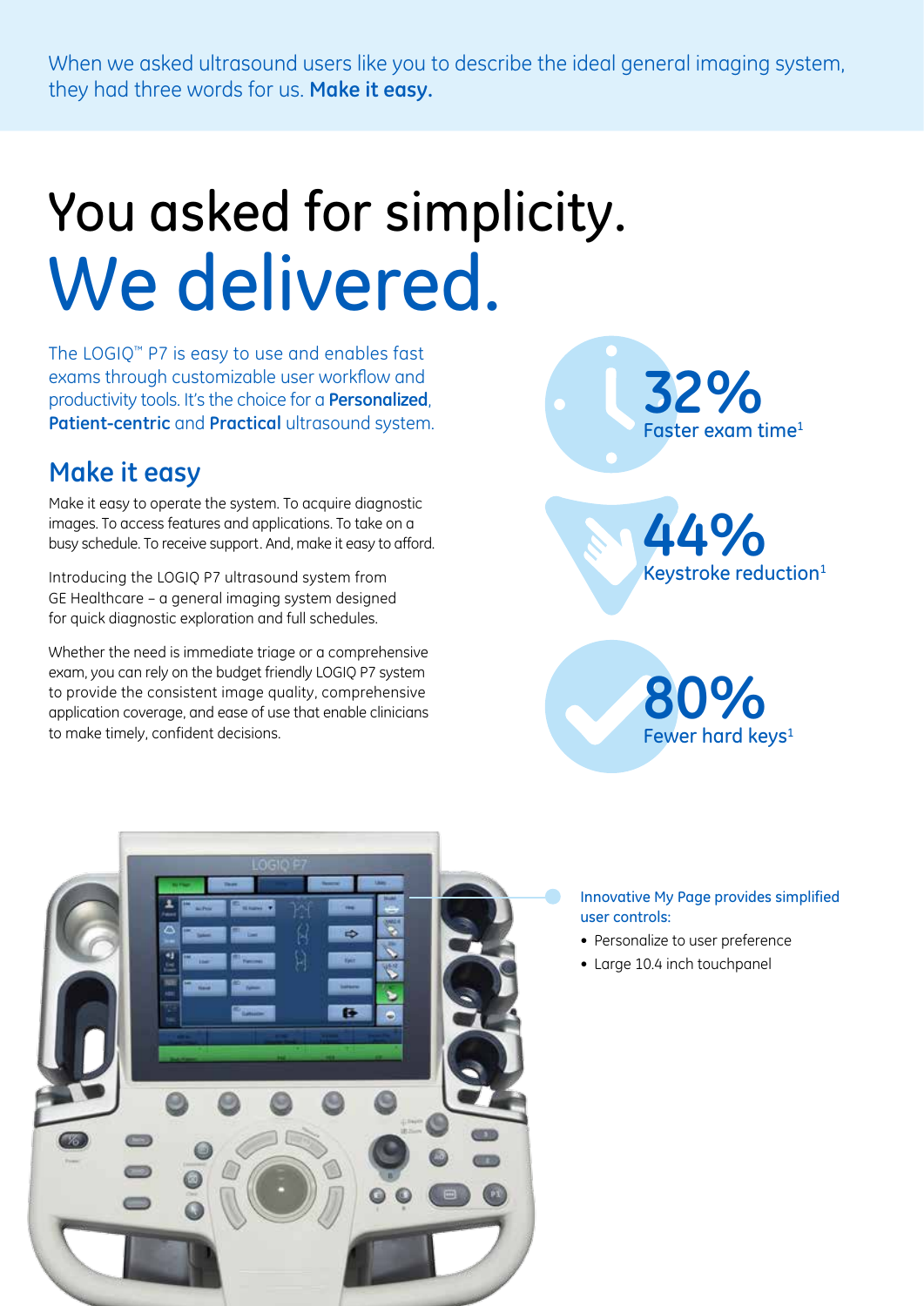When we asked ultrasound users like you to describe the ideal general imaging system, they had three words for us. **Make it easy.**

# You asked for simplicity. We delivered.

The LOGIQ™ P7 is easy to use and enables fast exams through customizable user workflow and productivity tools. It's the choice for a **Personalized**, **Patient-centric** and **Practical** ultrasound system.

## Make it easy

Make it easy to operate the system. To acquire diagnostic images. To access features and applications. To take on a busy schedule. To receive support. And, make it easy to afford.

Introducing the LOGIQ P7 ultrasound system from GE Healthcare – a general imaging system designed for quick diagnostic exploration and full schedules.

Whether the need is immediate triage or a comprehensive exam, you can rely on the budget friendly LOGIQ P7 system to provide the consistent image quality, comprehensive application coverage, and ease of use that enable clinicians to make timely, confident decisions.

**32%**
Faster exam time[1]

**44%**
Keystroke reduction[1]

**80%**
Fewer hard keys[1]

Innovative My Page provides simplified user controls:

- Personalize to user preference
- Large 10.4 inch touchpanel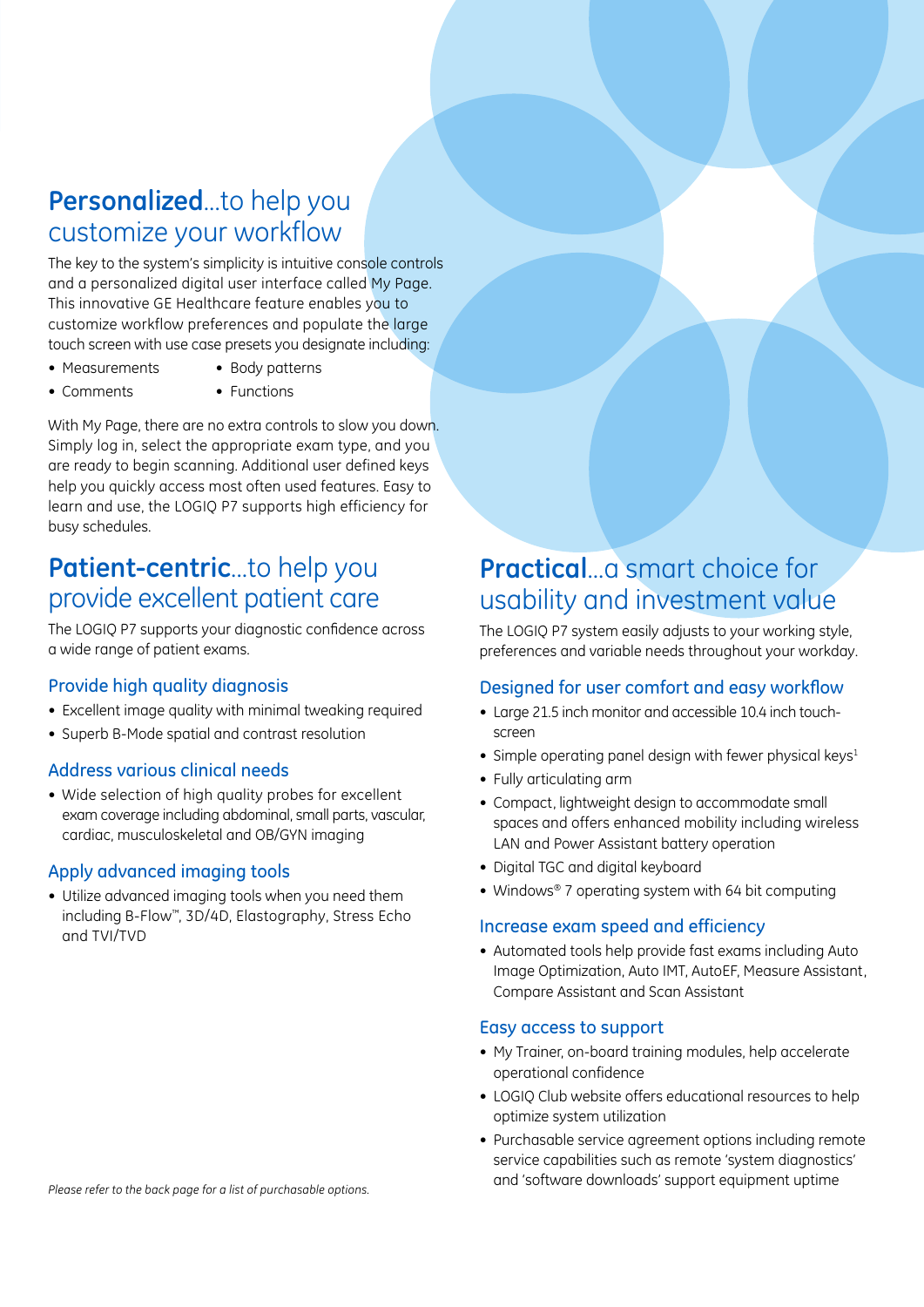## **Personalized**...to help you customize your workflow

The key to the system's simplicity is intuitive console controls and a personalized digital user interface called My Page. This innovative GE Healthcare feature enables you to customize workflow preferences and populate the large touch screen with use case presets you designate including:

- Measurements
- Comments
- Body patterns
- Functions

With My Page, there are no extra controls to slow you down. Simply log in, select the appropriate exam type, and you are ready to begin scanning. Additional user defined keys help you quickly access most often used features. Easy to learn and use, the LOGIQ P7 supports high efficiency for busy schedules.

## **Patient-centric**...to help you provide excellent patient care

The LOGIQ P7 supports your diagnostic confidence across a wide range of patient exams.

### Provide high quality diagnosis

- Excellent image quality with minimal tweaking required
- Superb B-Mode spatial and contrast resolution

### Address various clinical needs

- Wide selection of high quality probes for excellent exam coverage including abdominal, small parts, vascular, cardiac, musculoskeletal and OB/GYN imaging

### Apply advanced imaging tools

- Utilize advanced imaging tools when you need them including B-Flow™, 3D/4D, Elastography, Stress Echo and TVI/TVD

*Please refer to the back page for a list of purchasable options.*

## **Practical**...a smart choice for usability and investment value

The LOGIQ P7 system easily adjusts to your working style, preferences and variable needs throughout your workday.

### Designed for user comfort and easy workflow

- Large 21.5 inch monitor and accessible 10.4 inch touch-screen
- Simple operating panel design with fewer physical keys[1]
- Fully articulating arm
- Compact, lightweight design to accommodate small spaces and offers enhanced mobility including wireless LAN and Power Assistant battery operation
- Digital TGC and digital keyboard
- Windows® 7 operating system with 64 bit computing

### Increase exam speed and efficiency

- Automated tools help provide fast exams including Auto Image Optimization, Auto IMT, AutoEF, Measure Assistant, Compare Assistant and Scan Assistant

### Easy access to support

- My Trainer, on-board training modules, help accelerate operational confidence
- LOGIQ Club website offers educational resources to help optimize system utilization
- Purchasable service agreement options including remote service capabilities such as remote 'system diagnostics' and 'software downloads' support equipment uptime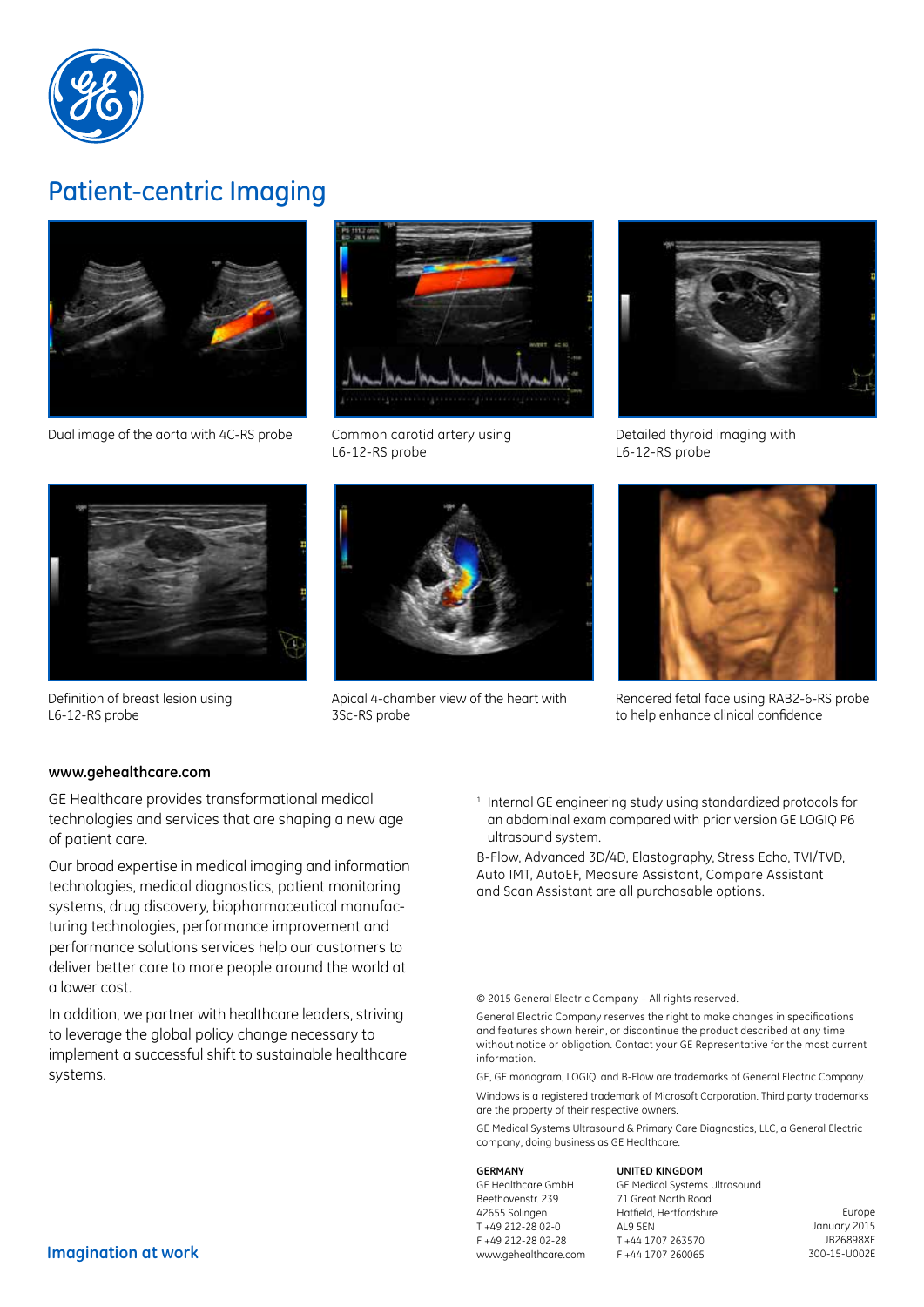## Patient-centric Imaging

Dual image of the aorta with 4C-RS probe

Common carotid artery using L6-12-RS probe

Detailed thyroid imaging with L6-12-RS probe

Definition of breast lesion using L6-12-RS probe

Apical 4-chamber view of the heart with 3Sc-RS probe

Rendered fetal face using RAB2-6-RS probe to help enhance clinical confidence

**www.gehealthcare.com**

GE Healthcare provides transformational medical technologies and services that are shaping a new age of patient care.

Our broad expertise in medical imaging and information technologies, medical diagnostics, patient monitoring systems, drug discovery, biopharmaceutical manufacturing technologies, performance improvement and performance solutions services help our customers to deliver better care to more people around the world at a lower cost.

In addition, we partner with healthcare leaders, striving to leverage the global policy change necessary to implement a successful shift to sustainable healthcare systems.

[1] Internal GE engineering study using standardized protocols for an abdominal exam compared with prior version GE LOGIQ P6 ultrasound system.

B-Flow, Advanced 3D/4D, Elastography, Stress Echo, TVI/TVD, Auto IMT, AutoEF, Measure Assistant, Compare Assistant and Scan Assistant are all purchasable options.

© 2015 General Electric Company – All rights reserved.

General Electric Company reserves the right to make changes in specifications and features shown herein, or discontinue the product described at any time without notice or obligation. Contact your GE Representative for the most current information.

GE, GE monogram, LOGIQ, and B-Flow are trademarks of General Electric Company.

Windows is a registered trademark of Microsoft Corporation. Third party trademarks are the property of their respective owners.

GE Medical Systems Ultrasound & Primary Care Diagnostics, LLC, a General Electric company, doing business as GE Healthcare.

**GERMANY**
GE Healthcare GmbH
Beethovenstr. 239
42655 Solingen
T +49 212-28 02-0
F +49 212-28 02-28
www.gehealthcare.com

**UNITED KINGDOM**
GE Medical Systems Ultrasound
71 Great North Road
Hatfield, Hertfordshire
AL9 5EN
T +44 1707 263570
F +44 1707 260065

Europe
January 2015
JB26898XE
300-15-U002E

**Imagination at work**